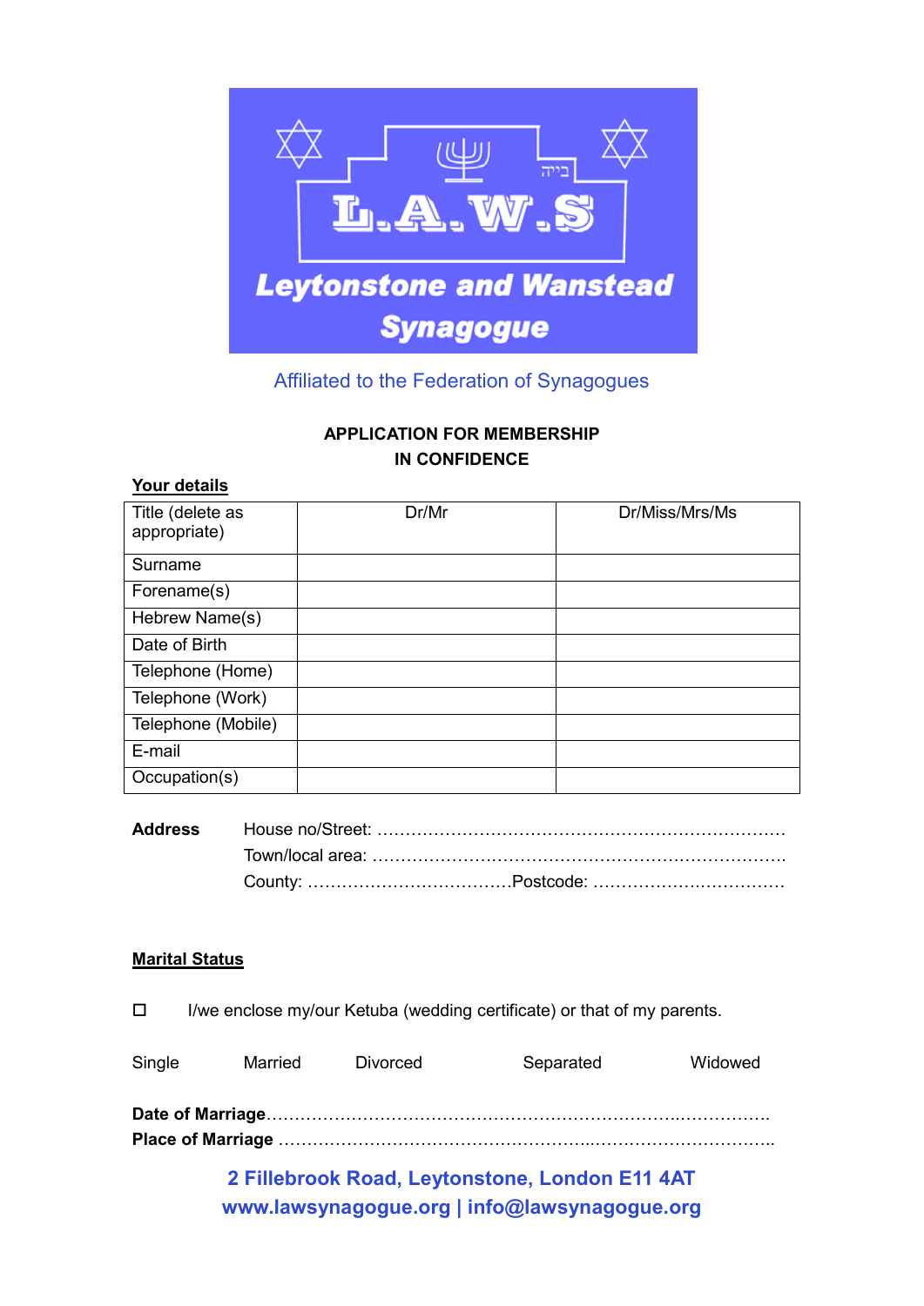# L.A.W.S

## Leytonstone and Wanstead Synagogue

בי״ה

Affiliated to the Federation of Synagogues

**APPLICATION FOR MEMBERSHIP**
**IN CONFIDENCE**

**Your details**

| Title (delete as appropriate) | Dr/Mr | Dr/Miss/Mrs/Ms |
|---|---|---|
| Surname | | |
| Forename(s) | | |
| Hebrew Name(s) | | |
| Date of Birth | | |
| Telephone (Home) | | |
| Telephone (Work) | | |
| Telephone (Mobile) | | |
| E-mail | | |
| Occupation(s) | | |

**Address**

House no/Street: ………………………………………………………………

Town/local area: ………………………………………………………………

County: ………………………………Postcode: ……………………………

**Marital Status**

☐ I/we enclose my/our Ketuba (wedding certificate) or that of my parents.

Single Married Divorced Separated Widowed

**Date of Marriage**………………………………………………………………………

**Place of Marriage** ……………………………………………………………………

**2 Fillebrook Road, Leytonstone, London E11 4AT**
**www.lawsynagogue.org | info@lawsynagogue.org**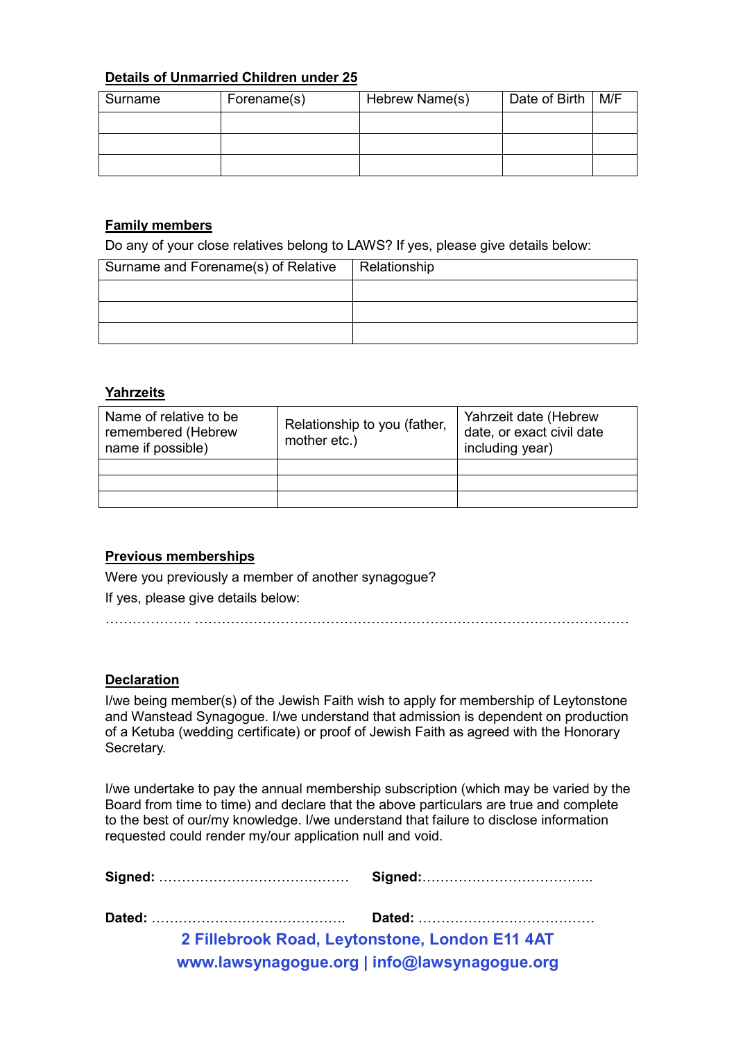**Details of Unmarried Children under 25**

| Surname | Forename(s) | Hebrew Name(s) | Date of Birth | M/F |
|---|---|---|---|---|
| | | | | |
| | | | | |
| | | | | |

**Family members**

Do any of your close relatives belong to LAWS? If yes, please give details below:

| Surname and Forename(s) of Relative | Relationship |
|---|---|
| | |
| | |
| | |

**Yahrzeits**

| Name of relative to be remembered (Hebrew name if possible) | Relationship to you (father, mother etc.) | Yahrzeit date (Hebrew date, or exact civil date including year) |
|---|---|---|
| | | |
| | | |
| | | |

**Previous memberships**

Were you previously a member of another synagogue?

If yes, please give details below:

………………. ……………………………………………………………………………………

**Declaration**

I/we being member(s) of the Jewish Faith wish to apply for membership of Leytonstone and Wanstead Synagogue. I/we understand that admission is dependent on production of a Ketuba (wedding certificate) or proof of Jewish Faith as agreed with the Honorary Secretary.

I/we undertake to pay the annual membership subscription (which may be varied by the Board from time to time) and declare that the above particulars are true and complete to the best of our/my knowledge. I/we understand that failure to disclose information requested could render my/our application null and void.

**Signed:** …………………….…………….……… **Signed:**………………….……………..

**Dated:** ……………………………………. **Dated:** …………….……………………

**2 Fillebrook Road, Leytonstone, London E11 4AT**

**www.lawsynagogue.org | info@lawsynagogue.org**